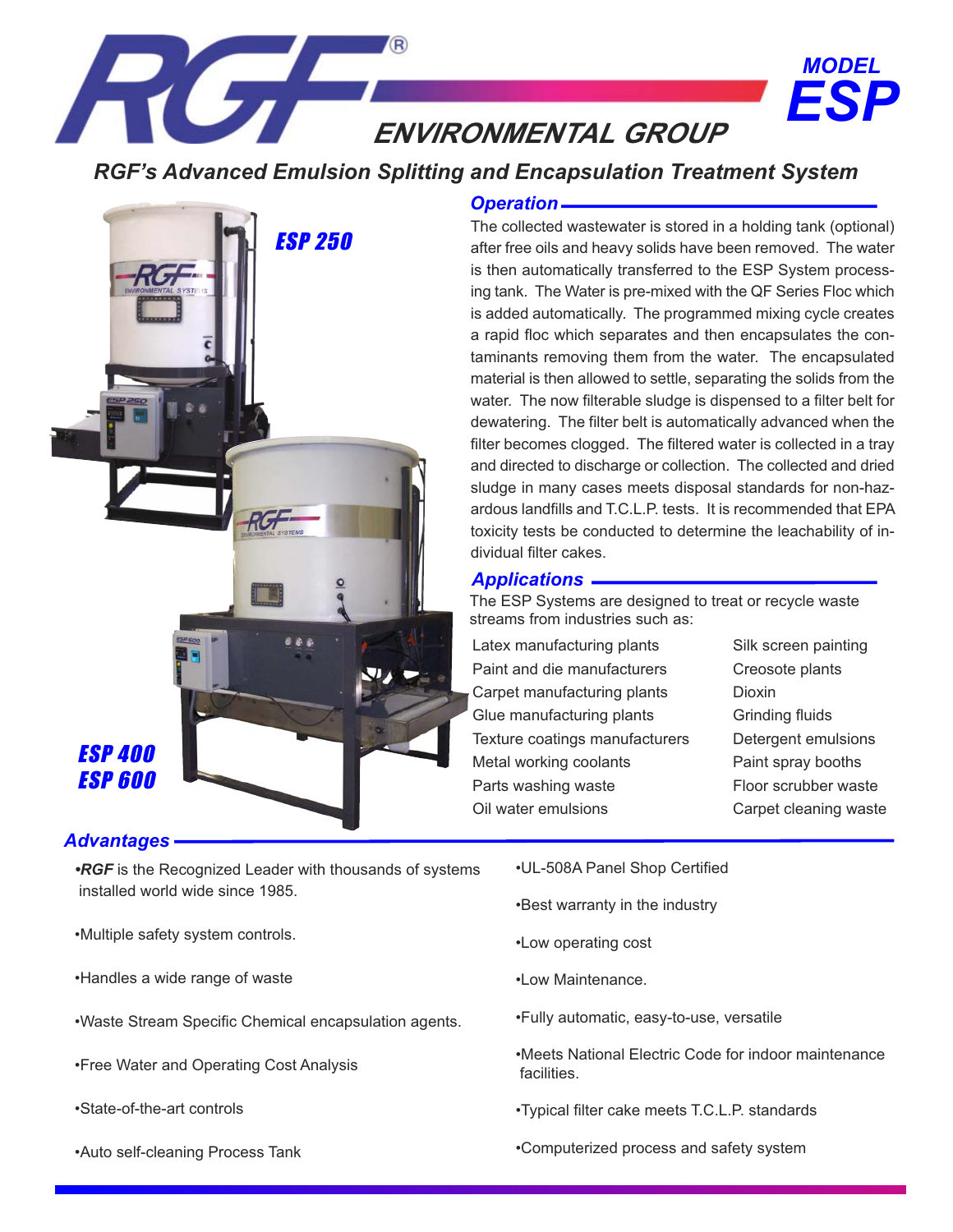# RGF® ENVIRONMENTAL GROUP

**MODEL ESP**

## RGF's Advanced Emulsion Splitting and Encapsulation Treatment System

ESP 250

ESP 400
ESP 600

### Operation

The collected wastewater is stored in a holding tank (optional) after free oils and heavy solids have been removed. The water is then automatically transferred to the ESP System processing tank. The Water is pre-mixed with the QF Series Floc which is added automatically. The programmed mixing cycle creates a rapid floc which separates and then encapsulates the contaminants removing them from the water. The encapsulated material is then allowed to settle, separating the solids from the water. The now filterable sludge is dispensed to a filter belt for dewatering. The filter belt is automatically advanced when the filter becomes clogged. The filtered water is collected in a tray and directed to discharge or collection. The collected and dried sludge in many cases meets disposal standards for non-hazardous landfills and T.C.L.P. tests. It is recommended that EPA toxicity tests be conducted to determine the leachability of individual filter cakes.

### Applications

The ESP Systems are designed to treat or recycle waste streams from industries such as:

- Latex manufacturing plants
- Paint and die manufacturers
- Carpet manufacturing plants
- Glue manufacturing plants
- Texture coatings manufacturers
- Metal working coolants
- Parts washing waste
- Oil water emulsions
- Silk screen painting
- Creosote plants
- Dioxin
- Grinding fluids
- Detergent emulsions
- Paint spray booths
- Floor scrubber waste
- Carpet cleaning waste

### Advantages

- ***RGF*** is the Recognized Leader with thousands of systems installed world wide since 1985.
- Multiple safety system controls.
- Handles a wide range of waste
- Waste Stream Specific Chemical encapsulation agents.
- Free Water and Operating Cost Analysis
- State-of-the-art controls
- Auto self-cleaning Process Tank
- UL-508A Panel Shop Certified
- Best warranty in the industry
- Low operating cost
- Low Maintenance.
- Fully automatic, easy-to-use, versatile
- Meets National Electric Code for indoor maintenance facilities.
- Typical filter cake meets T.C.L.P. standards
- Computerized process and safety system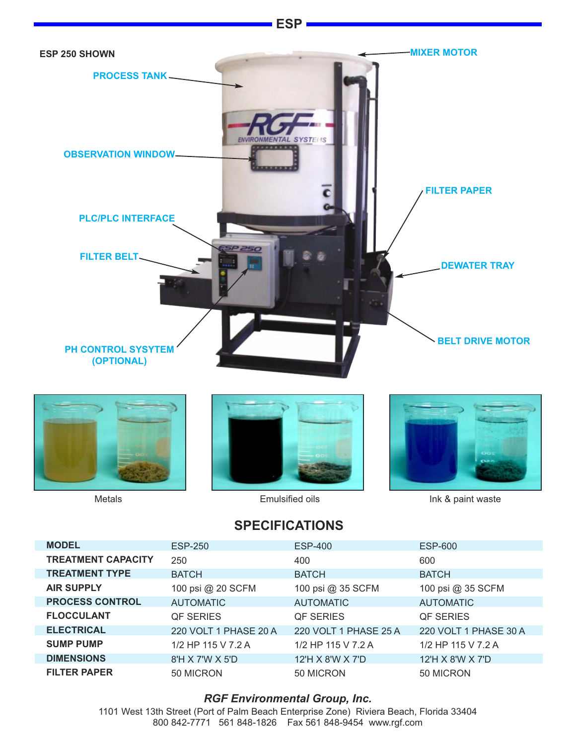# ESP

ESP 250 SHOWN

PROCESS TANK

MIXER MOTOR

OBSERVATION WINDOW

FILTER PAPER

PLC/PLC INTERFACE

FILTER BELT

DEWATER TRAY

BELT DRIVE MOTOR

PH CONTROL SYSYTEM (OPTIONAL)

Metals

Emulsified oils

Ink & paint waste

## SPECIFICATIONS

| | | | |
|---|---|---|---|
| **MODEL** | ESP-250 | ESP-400 | ESP-600 |
| **TREATMENT CAPACITY** | 250 | 400 | 600 |
| **TREATMENT TYPE** | BATCH | BATCH | BATCH |
| **AIR SUPPLY** | 100 psi @ 20 SCFM | 100 psi @ 35 SCFM | 100 psi @ 35 SCFM |
| **PROCESS CONTROL** | AUTOMATIC | AUTOMATIC | AUTOMATIC |
| **FLOCCULANT** | QF SERIES | QF SERIES | QF SERIES |
| **ELECTRICAL** | 220 VOLT 1 PHASE 20 A | 220 VOLT 1 PHASE 25 A | 220 VOLT 1 PHASE 30 A |
| **SUMP PUMP** | 1/2 HP 115 V 7.2 A | 1/2 HP 115 V 7.2 A | 1/2 HP 115 V 7.2 A |
| **DIMENSIONS** | 8'H X 7'W X 5'D | 12'H X 8'W X 7'D | 12'H X 8'W X 7'D |
| **FILTER PAPER** | 50 MICRON | 50 MICRON | 50 MICRON |

***RGF Environmental Group, Inc.***

1101 West 13th Street (Port of Palm Beach Enterprise Zone) Riviera Beach, Florida 33404
800 842-7771 561 848-1826 Fax 561 848-9454 www.rgf.com